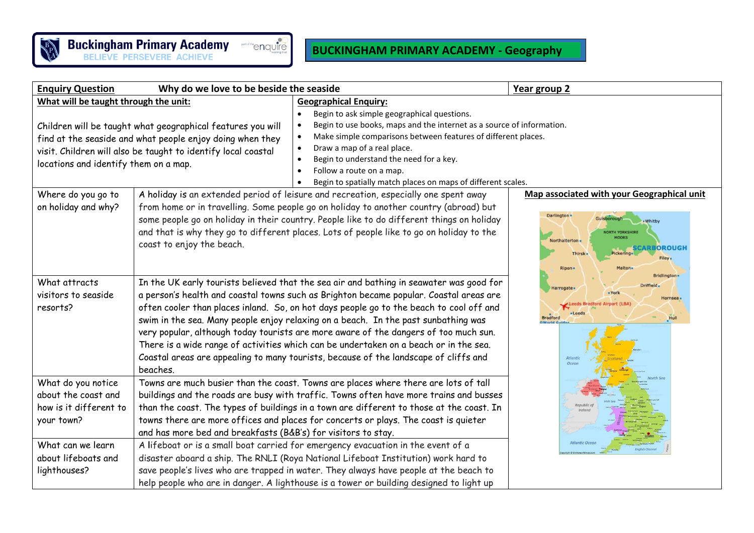**Buckingham Primary Academy**
BELIEVE PERSEVERE ACHIEVE

# BUCKINGHAM PRIMARY ACADEMY - Geography

| **Enquiry Question** | Why do we love to be beside the seaside | **Year group 2** |
|---|---|---|
| **What will be taught through the unit:** Children will be taught what geographical features you will find at the seaside and what people enjoy doing when they visit. Children will also be taught to identify local coastal locations and identify them on a map. | **Geographical Enquiry:** <ul><li>Begin to ask simple geographical questions.</li><li>Begin to use books, maps and the internet as a source of information.</li><li>Make simple comparisons between features of different places.</li><li>Draw a map of a real place.</li><li>Begin to understand the need for a key.</li><li>Follow a route on a map.</li><li>Begin to spatially match places on maps of different scales.</li></ul> | |

| | | **Map associated with your Geographical unit** |
|---|---|---|
| Where do you go to on holiday and why? | A holiday is an extended period of leisure and recreation, especially one spent away from home or in travelling. Some people go on holiday to another country (abroad) but some people go on holiday in their country. People like to do different things on holiday and that is why they go to different places. Lots of people like to go on holiday to the coast to enjoy the beach. | |
| What attracts visitors to seaside resorts? | In the UK early tourists believed that the sea air and bathing in seawater was good for a person's health and coastal towns such as Brighton became popular. Coastal areas are often cooler than places inland. So, on hot days people go to the beach to cool off and swim in the sea. Many people enjoy relaxing on a beach. In the past sunbathing was very popular, although today tourists are more aware of the dangers of too much sun. There is a wide range of activities which can be undertaken on a beach or in the sea. Coastal areas are appealing to many tourists, because of the landscape of cliffs and beaches. | |
| What do you notice about the coast and how is it different to your town? | Towns are much busier than the coast. Towns are places where there are lots of tall buildings and the roads are busy with traffic. Towns often have more trains and busses than the coast. The types of buildings in a town are different to those at the coast. In towns there are more offices and places for concerts or plays. The coast is quieter and has more bed and breakfasts (B&B's) for visitors to stay. | |
| What can we learn about lifeboats and lighthouses? | A lifeboat or is a small boat carried for emergency evacuation in the event of a disaster aboard a ship. The RNLI (Roya National Lifeboat Institution) work hard to save people's lives who are trapped in water. They always have people at the beach to help people who are in danger. A lighthouse is a tower or building designed to light up | |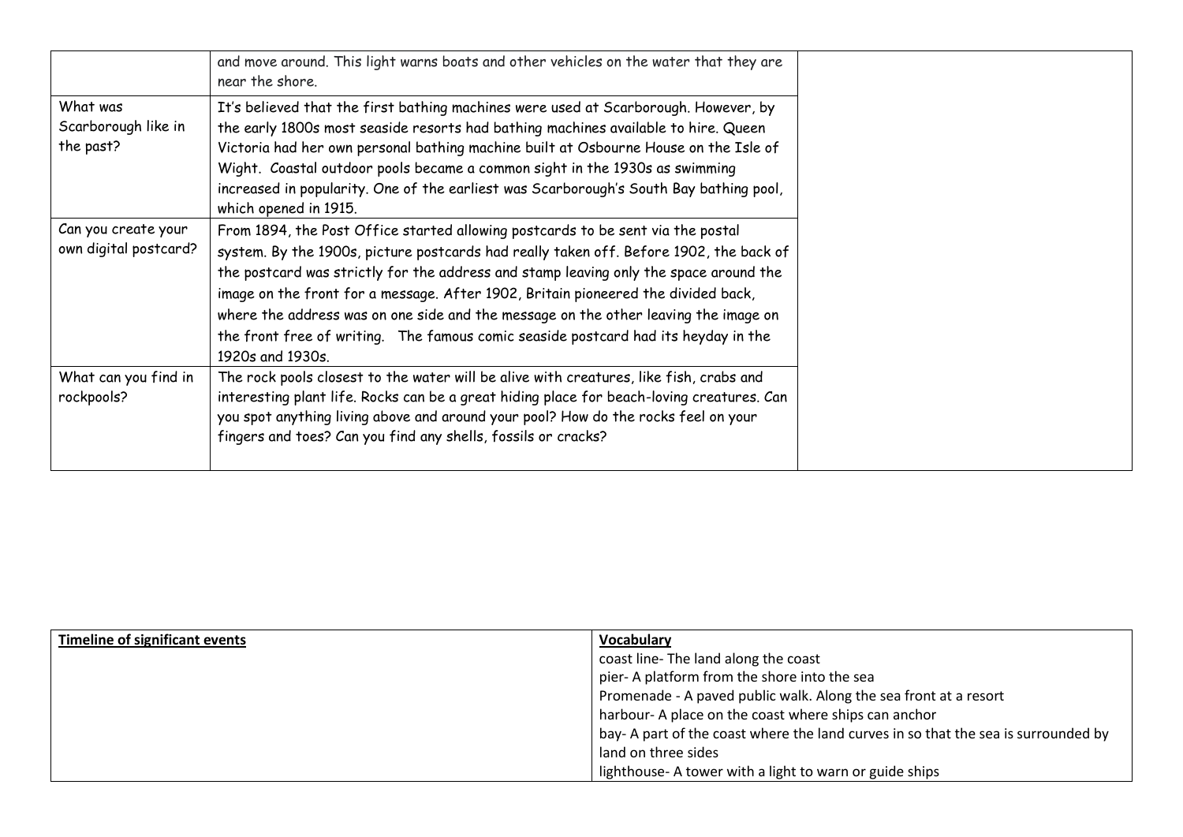| | | |
|---|---|---|
| | and move around. This light warns boats and other vehicles on the water that they are near the shore. | |
| What was Scarborough like in the past? | It's believed that the first bathing machines were used at Scarborough. However, by the early 1800s most seaside resorts had bathing machines available to hire. Queen Victoria had her own personal bathing machine built at Osbourne House on the Isle of Wight. Coastal outdoor pools became a common sight in the 1930s as swimming increased in popularity. One of the earliest was Scarborough's South Bay bathing pool, which opened in 1915. | |
| Can you create your own digital postcard? | From 1894, the Post Office started allowing postcards to be sent via the postal system. By the 1900s, picture postcards had really taken off. Before 1902, the back of the postcard was strictly for the address and stamp leaving only the space around the image on the front for a message. After 1902, Britain pioneered the divided back, where the address was on one side and the message on the other leaving the image on the front free of writing. The famous comic seaside postcard had its heyday in the 1920s and 1930s. | |
| What can you find in rockpools? | The rock pools closest to the water will be alive with creatures, like fish, crabs and interesting plant life. Rocks can be a great hiding place for beach-loving creatures. Can you spot anything living above and around your pool? How do the rocks feel on your fingers and toes? Can you find any shells, fossils or cracks? | |

| **Timeline of significant events** | **Vocabulary** |
|---|---|
| | coast line- The land along the coast<br>pier- A platform from the shore into the sea<br>Promenade - A paved public walk. Along the sea front at a resort<br>harbour- A place on the coast where ships can anchor<br>bay- A part of the coast where the land curves in so that the sea is surrounded by land on three sides<br>lighthouse- A tower with a light to warn or guide ships |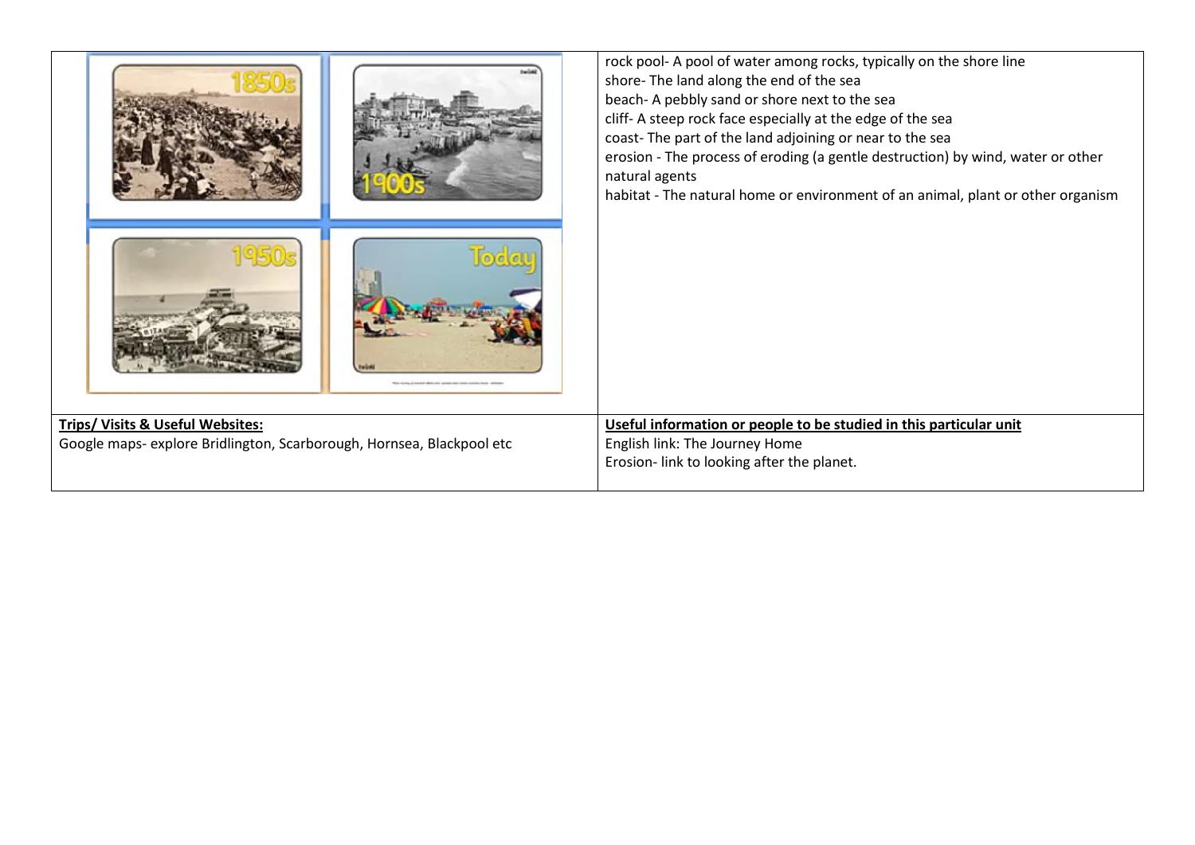| | |
|---|---|
| 1850s 1900s 1950s Today | rock pool- A pool of water among rocks, typically on the shore line<br>shore- The land along the end of the sea<br>beach- A pebbly sand or shore next to the sea<br>cliff- A steep rock face especially at the edge of the sea<br>coast- The part of the land adjoining or near to the sea<br>erosion - The process of eroding (a gentle destruction) by wind, water or other natural agents<br>habitat - The natural home or environment of an animal, plant or other organism |
| **Trips/ Visits & Useful Websites:**<br>Google maps- explore Bridlington, Scarborough, Hornsea, Blackpool etc | **Useful information or people to be studied in this particular unit**<br>English link: The Journey Home<br>Erosion- link to looking after the planet. |